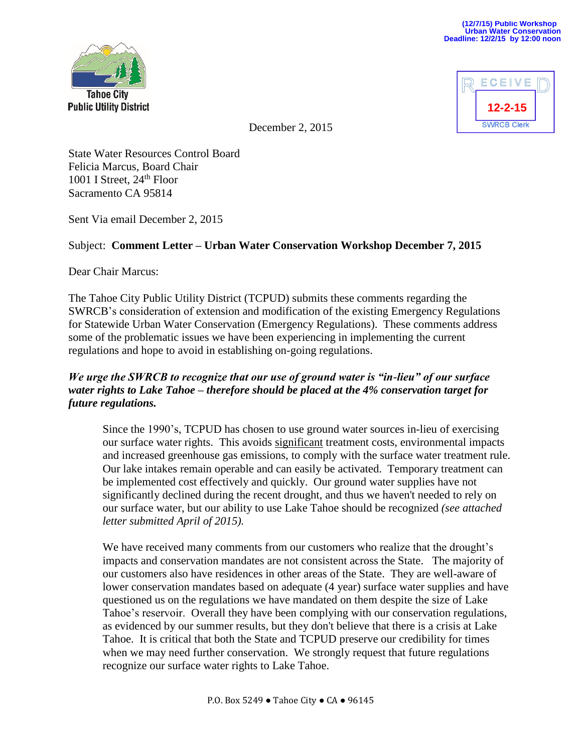(12/7/15) Public Workshop
Urban Water Conservation
Deadline: 12/2/15 by 12:00 noon

Tahoe City
Public Utility District

RECEIVED
12-2-15
SWRCB Clerk

December 2, 2015

State Water Resources Control Board
Felicia Marcus, Board Chair
1001 I Street, 24th Floor
Sacramento CA 95814

Sent Via email December 2, 2015

Subject: **Comment Letter – Urban Water Conservation Workshop December 7, 2015**

Dear Chair Marcus:

The Tahoe City Public Utility District (TCPUD) submits these comments regarding the SWRCB's consideration of extension and modification of the existing Emergency Regulations for Statewide Urban Water Conservation (Emergency Regulations). These comments address some of the problematic issues we have been experiencing in implementing the current regulations and hope to avoid in establishing on-going regulations.

***We urge the SWRCB to recognize that our use of ground water is "in-lieu" of our surface water rights to Lake Tahoe – therefore should be placed at the 4% conservation target for future regulations.***

> Since the 1990's, TCPUD has chosen to use ground water sources in-lieu of exercising our surface water rights. This avoids significant treatment costs, environmental impacts and increased greenhouse gas emissions, to comply with the surface water treatment rule. Our lake intakes remain operable and can easily be activated. Temporary treatment can be implemented cost effectively and quickly. Our ground water supplies have not significantly declined during the recent drought, and thus we haven't needed to rely on our surface water, but our ability to use Lake Tahoe should be recognized *(see attached letter submitted April of 2015).*
>
> We have received many comments from our customers who realize that the drought's impacts and conservation mandates are not consistent across the State. The majority of our customers also have residences in other areas of the State. They are well-aware of lower conservation mandates based on adequate (4 year) surface water supplies and have questioned us on the regulations we have mandated on them despite the size of Lake Tahoe's reservoir. Overall they have been complying with our conservation regulations, as evidenced by our summer results, but they don't believe that there is a crisis at Lake Tahoe. It is critical that both the State and TCPUD preserve our credibility for times when we may need further conservation. We strongly request that future regulations recognize our surface water rights to Lake Tahoe.

P.O. Box 5249 ● Tahoe City ● CA ● 96145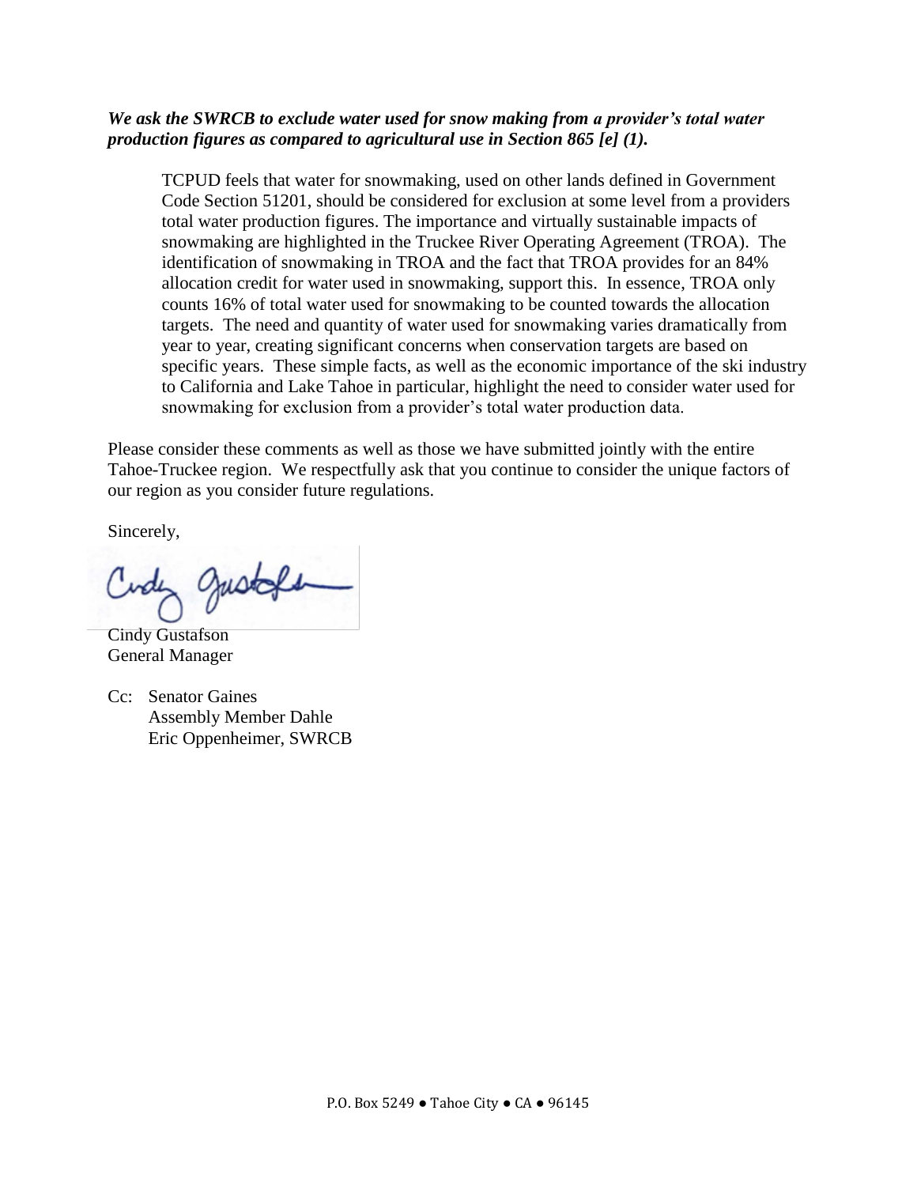***We ask the SWRCB to exclude water used for snow making from a provider's total water production figures as compared to agricultural use in Section 865 [e] (1).***

> TCPUD feels that water for snowmaking, used on other lands defined in Government Code Section 51201, should be considered for exclusion at some level from a providers total water production figures. The importance and virtually sustainable impacts of snowmaking are highlighted in the Truckee River Operating Agreement (TROA). The identification of snowmaking in TROA and the fact that TROA provides for an 84% allocation credit for water used in snowmaking, support this. In essence, TROA only counts 16% of total water used for snowmaking to be counted towards the allocation targets. The need and quantity of water used for snowmaking varies dramatically from year to year, creating significant concerns when conservation targets are based on specific years. These simple facts, as well as the economic importance of the ski industry to California and Lake Tahoe in particular, highlight the need to consider water used for snowmaking for exclusion from a provider's total water production data.

Please consider these comments as well as those we have submitted jointly with the entire Tahoe-Truckee region. We respectfully ask that you continue to consider the unique factors of our region as you consider future regulations.

Sincerely,

Cindy Gustafson
General Manager

Cc: Senator Gaines
Assembly Member Dahle
Eric Oppenheimer, SWRCB

P.O. Box 5249 ● Tahoe City ● CA ● 96145